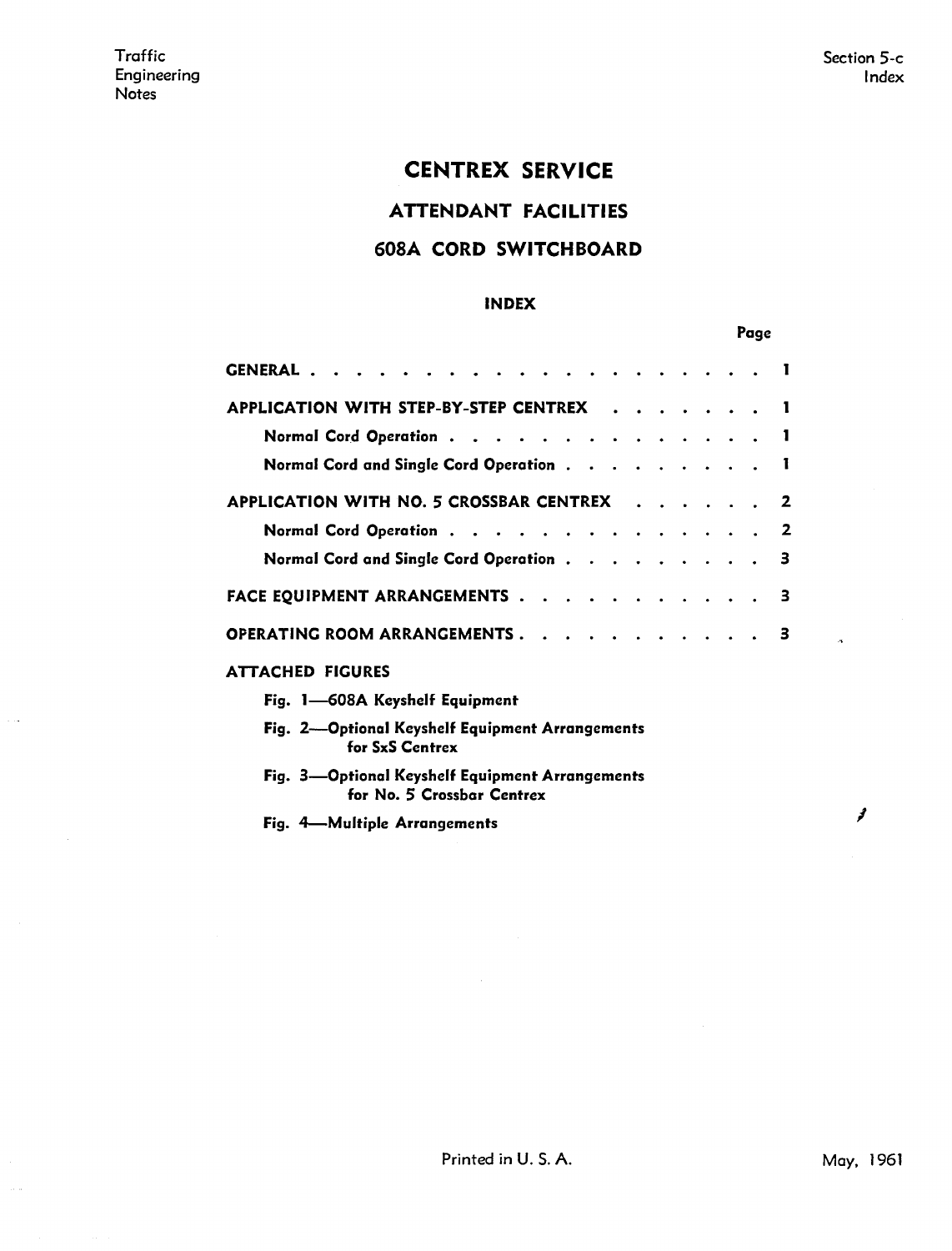Traffic Engineering Notes

Section 5-c
Index

# CENTREX SERVICE

## ATTENDANT FACILITIES

## 608A CORD SWITCHBOARD

### INDEX

| | Page |
|---|---|
| **GENERAL** | 1 |
| **APPLICATION WITH STEP-BY-STEP CENTREX** | 1 |
| Normal Cord Operation | 1 |
| Normal Cord and Single Cord Operation | 1 |
| **APPLICATION WITH NO. 5 CROSSBAR CENTREX** | 2 |
| Normal Cord Operation | 2 |
| Normal Cord and Single Cord Operation | 3 |
| **FACE EQUIPMENT ARRANGEMENTS** | 3 |
| **OPERATING ROOM ARRANGEMENTS** | 3 |

**ATTACHED FIGURES**

- Fig. 1—608A Keyshelf Equipment
- Fig. 2—Optional Keyshelf Equipment Arrangements for SxS Centrex
- Fig. 3—Optional Keyshelf Equipment Arrangements for No. 5 Crossbar Centrex
- Fig. 4—Multiple Arrangements

Printed in U. S. A.

May, 1961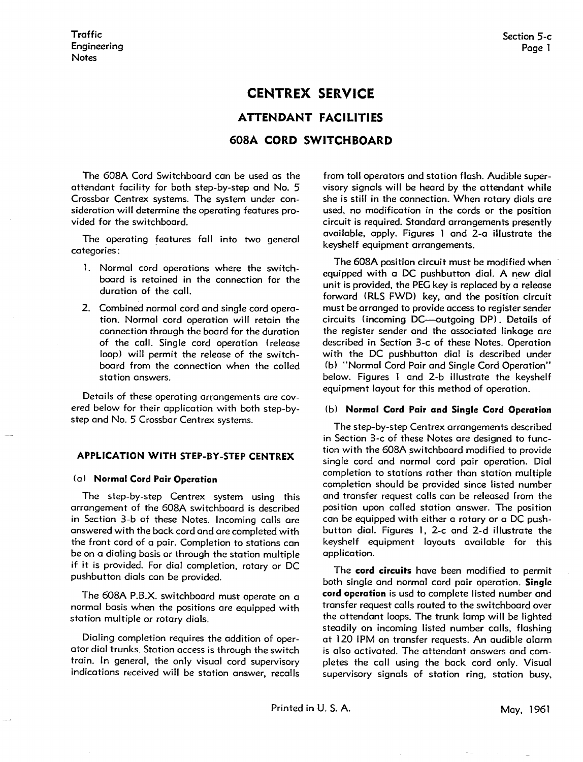# CENTREX SERVICE

## ATTENDANT FACILITIES

## 608A CORD SWITCHBOARD

The 608A Cord Switchboard can be used as the attendant facility for both step-by-step and No. 5 Crossbar Centrex systems. The system under consideration will determine the operating features provided for the switchboard.

The operating features fall into two general categories:

1. Normal cord operations where the switchboard is retained in the connection for the duration of the call.
2. Combined normal cord and single cord operation. Normal cord operation will retain the connection through the board for the duration of the call. Single cord operation (release loop) will permit the release of the switchboard from the connection when the called station answers.

Details of these operating arrangements are covered below for their application with both step-by-step and No. 5 Crossbar Centrex systems.

### APPLICATION WITH STEP-BY-STEP CENTREX

#### (a) Normal Cord Pair Operation

The step-by-step Centrex system using this arrangement of the 608A switchboard is described in Section 3-b of these Notes. Incoming calls are answered with the back cord and are completed with the front cord of a pair. Completion to stations can be on a dialing basis or through the station multiple if it is provided. For dial completion, rotary or DC pushbutton dials can be provided.

The 608A P.B.X. switchboard must operate on a normal basis when the positions are equipped with station multiple or rotary dials.

Dialing completion requires the addition of operator dial trunks. Station access is through the switch train. In general, the only visual cord supervisory indications received will be station answer, recalls from toll operators and station flash. Audible supervisory signals will be heard by the attendant while she is still in the connection. When rotary dials are used, no modification in the cords or the position circuit is required. Standard arrangements presently available, apply. Figures 1 and 2-a illustrate the keyshelf equipment arrangements.

The 608A position circuit must be modified when equipped with a DC pushbutton dial. A new dial unit is provided, the PEG key is replaced by a release forward (RLS FWD) key, and the position circuit must be arranged to provide access to register sender circuits (incoming DC—outgoing DP). Details of the register sender and the associated linkage are described in Section 3-c of these Notes. Operation with the DC pushbutton dial is described under (b) "Normal Cord Pair and Single Cord Operation" below. Figures 1 and 2-b illustrate the keyshelf equipment layout for this method of operation.

#### (b) Normal Cord Pair and Single Cord Operation

The step-by-step Centrex arrangements described in Section 3-c of these Notes are designed to function with the 608A switchboard modified to provide single cord and normal cord pair operation. Dial completion to stations rather than station multiple completion should be provided since listed number and transfer request calls can be released from the position upon called station answer. The position can be equipped with either a rotary or a DC pushbutton dial. Figures 1, 2-c and 2-d illustrate the keyshelf equipment layouts available for this application.

The **cord circuits** have been modified to permit both single and normal cord pair operation. **Single cord operation** is usd to complete listed number and transfer request calls routed to the switchboard over the attendant loops. The trunk lamp will be lighted steadily on incoming listed number calls, flashing at 120 IPM on transfer requests. An audible alarm is also activated. The attendant answers and completes the call using the back cord only. Visual supervisory signals of station ring, station busy,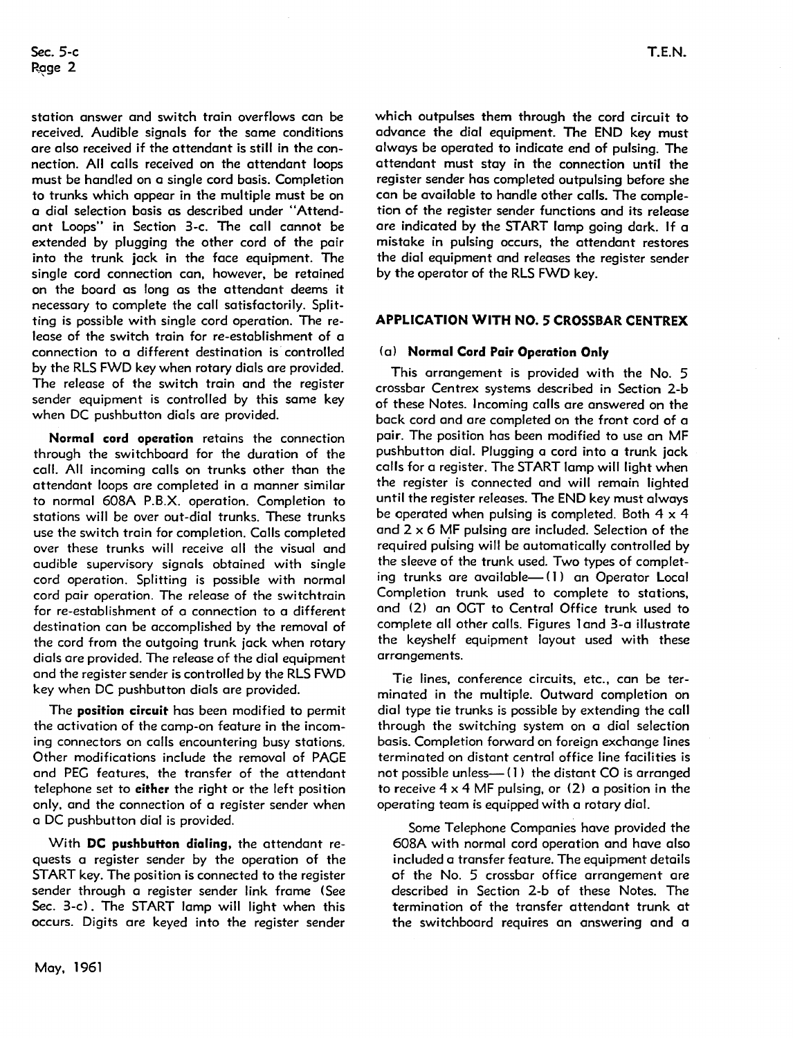station answer and switch train overflows can be received. Audible signals for the same conditions are also received if the attendant is still in the connection. All calls received on the attendant loops must be handled on a single cord basis. Completion to trunks which appear in the multiple must be on a dial selection basis as described under "Attendant Loops" in Section 3-c. The call cannot be extended by plugging the other cord of the pair into the trunk jack in the face equipment. The single cord connection can, however, be retained on the board as long as the attendant deems it necessary to complete the call satisfactorily. Splitting is possible with single cord operation. The release of the switch train for re-establishment of a connection to a different destination is controlled by the RLS FWD key when rotary dials are provided. The release of the switch train and the register sender equipment is controlled by this same key when DC pushbutton dials are provided.

**Normal cord operation** retains the connection through the switchboard for the duration of the call. All incoming calls on trunks other than the attendant loops are completed in a manner similar to normal 608A P.B.X. operation. Completion to stations will be over out-dial trunks. These trunks use the switch train for completion. Calls completed over these trunks will receive all the visual and audible supervisory signals obtained with single cord operation. Splitting is possible with normal cord pair operation. The release of the switchtrain for re-establishment of a connection to a different destination can be accomplished by the removal of the cord from the outgoing trunk jack when rotary dials are provided. The release of the dial equipment and the register sender is controlled by the RLS FWD key when DC pushbutton dials are provided.

The **position circuit** has been modified to permit the activation of the camp-on feature in the incoming connectors on calls encountering busy stations. Other modifications include the removal of PAGE and PEG features, the transfer of the attendant telephone set to **either** the right or the left position only, and the connection of a register sender when a DC pushbutton dial is provided.

With **DC pushbutton dialing**, the attendant requests a register sender by the operation of the START key. The position is connected to the register sender through a register sender link frame (See Sec. 3-c). The START lamp will light when this occurs. Digits are keyed into the register sender which outpulses them through the cord circuit to advance the dial equipment. The END key must always be operated to indicate end of pulsing. The attendant must stay in the connection until the register sender has completed outpulsing before she can be available to handle other calls. The completion of the register sender functions and its release are indicated by the START lamp going dark. If a mistake in pulsing occurs, the attendant restores the dial equipment and releases the register sender by the operator of the RLS FWD key.

## APPLICATION WITH NO. 5 CROSSBAR CENTREX

### (a) Normal Cord Pair Operation Only

This arrangement is provided with the No. 5 crossbar Centrex systems described in Section 2-b of these Notes. Incoming calls are answered on the back cord and are completed on the front cord of a pair. The position has been modified to use an MF pushbutton dial. Plugging a cord into a trunk jack calls for a register. The START lamp will light when the register is connected and will remain lighted until the register releases. The END key must always be operated when pulsing is completed. Both 4 x 4 and 2 x 6 MF pulsing are included. Selection of the required pulsing will be automatically controlled by the sleeve of the trunk used. Two types of completing trunks are available—(1) an Operator Local Completion trunk used to complete to stations, and (2) an OGT to Central Office trunk used to complete all other calls. Figures 1and 3-a illustrate the keyshelf equipment layout used with these arrangements.

Tie lines, conference circuits, etc., can be terminated in the multiple. Outward completion on dial type tie trunks is possible by extending the call through the switching system on a dial selection basis. Completion forward on foreign exchange lines terminated on distant central office line facilities is not possible unless—(1) the distant CO is arranged to receive 4 x 4 MF pulsing, or (2) a position in the operating team is equipped with a rotary dial.

Some Telephone Companies have provided the 608A with normal cord operation and have also included a transfer feature. The equipment details of the No. 5 crossbar office arrangement are described in Section 2-b of these Notes. The termination of the transfer attendant trunk at the switchboard requires an answering and a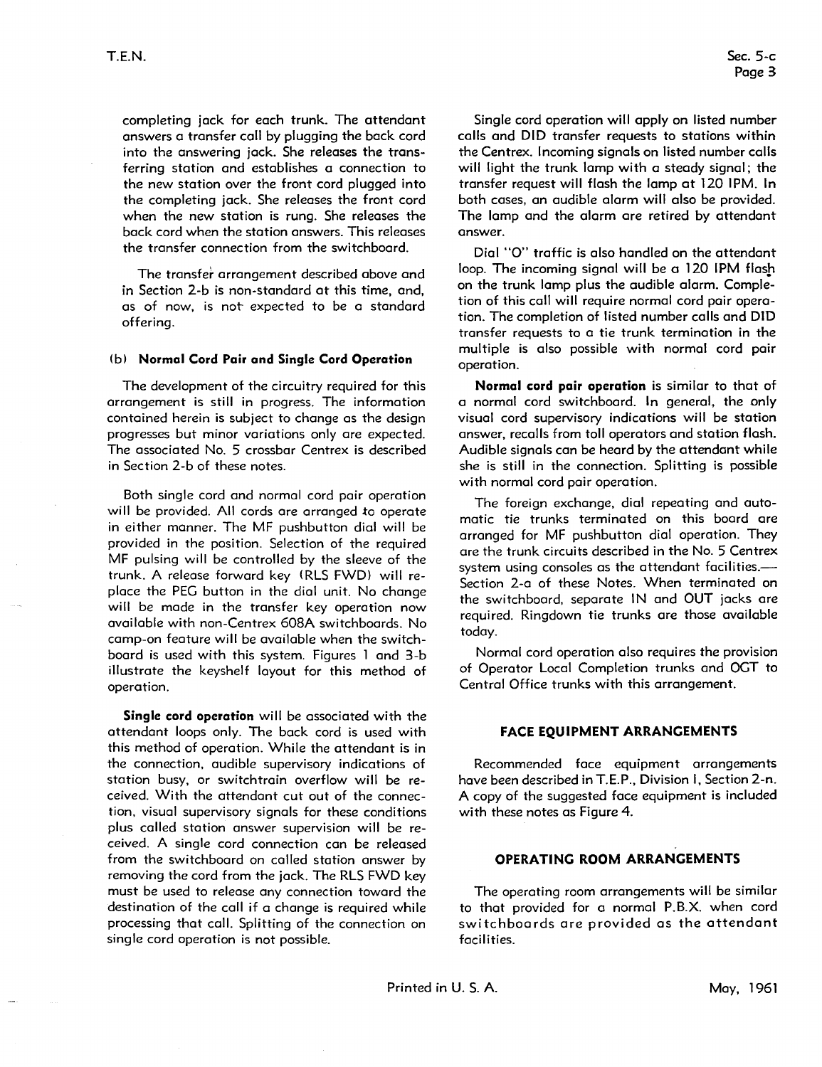completing jack for each trunk. The attendant answers a transfer call by plugging the back cord into the answering jack. She releases the transferring station and establishes a connection to the new station over the front cord plugged into the completing jack. She releases the front cord when the new station is rung. She releases the back cord when the station answers. This releases the transfer connection from the switchboard.

The transfer arrangement described above and in Section 2-b is non-standard at this time, and, as of now, is not expected to be a standard offering.

### (b) Normal Cord Pair and Single Cord Operation

The development of the circuitry required for this arrangement is still in progress. The information contained herein is subject to change as the design progresses but minor variations only are expected. The associated No. 5 crossbar Centrex is described in Section 2-b of these notes.

Both single cord and normal cord pair operation will be provided. All cords are arranged to operate in either manner. The MF pushbutton dial will be provided in the position. Selection of the required MF pulsing will be controlled by the sleeve of the trunk. A release forward key (RLS FWD) will replace the PEG button in the dial unit. No change will be made in the transfer key operation now available with non-Centrex 608A switchboards. No camp-on feature will be available when the switchboard is used with this system. Figures 1 and 3-b illustrate the keyshelf layout for this method of operation.

**Single cord operation** will be associated with the attendant loops only. The back cord is used with this method of operation. While the attendant is in the connection, audible supervisory indications of station busy, or switchtrain overflow will be received. With the attendant cut out of the connection, visual supervisory signals for these conditions plus called station answer supervision will be received. A single cord connection can be released from the switchboard on called station answer by removing the cord from the jack. The RLS FWD key must be used to release any connection toward the destination of the call if a change is required while processing that call. Splitting of the connection on single cord operation is not possible.

Single cord operation will apply on listed number calls and DID transfer requests to stations within the Centrex. Incoming signals on listed number calls will light the trunk lamp with a steady signal; the transfer request will flash the lamp at 120 IPM. In both cases, an audible alarm will also be provided. The lamp and the alarm are retired by attendant answer.

Dial "O" traffic is also handled on the attendant loop. The incoming signal will be a 120 IPM flash on the trunk lamp plus the audible alarm. Completion of this call will require normal cord pair operation. The completion of listed number calls and DID transfer requests to a tie trunk termination in the multiple is also possible with normal cord pair operation.

**Normal cord pair operation** is similar to that of a normal cord switchboard. In general, the only visual cord supervisory indications will be station answer, recalls from toll operators and station flash. Audible signals can be heard by the attendant while she is still in the connection. Splitting is possible with normal cord pair operation.

The foreign exchange, dial repeating and automatic tie trunks terminated on this board are arranged for MF pushbutton dial operation. They are the trunk circuits described in the No. 5 Centrex system using consoles as the attendant facilities.— Section 2-a of these Notes. When terminated on the switchboard, separate IN and OUT jacks are required. Ringdown tie trunks are those available today.

Normal cord operation also requires the provision of Operator Local Completion trunks and OGT to Central Office trunks with this arrangement.

## FACE EQUIPMENT ARRANGEMENTS

Recommended face equipment arrangements have been described in T.E.P., Division I, Section 2-n. A copy of the suggested face equipment is included with these notes as Figure 4.

## OPERATING ROOM ARRANGEMENTS

The operating room arrangements will be similar to that provided for a normal P.B.X. when cord switchboards are provided as the attendant facilities.

Printed in U. S. A.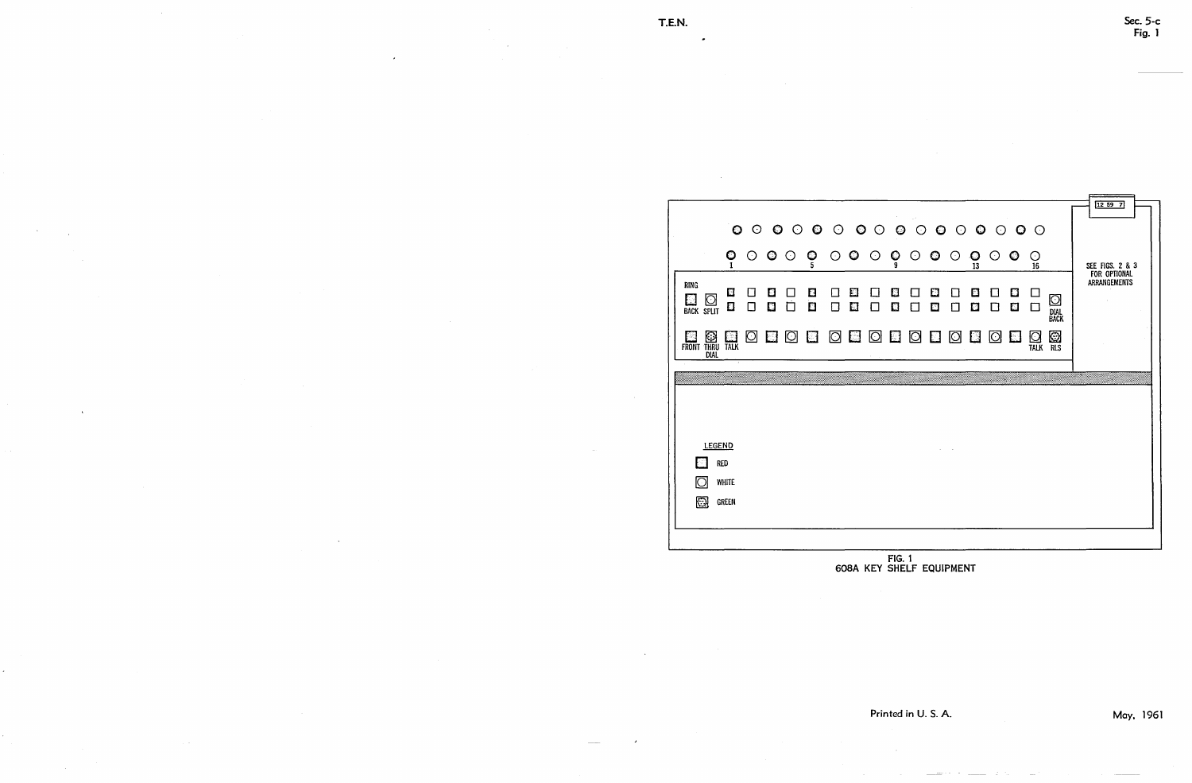12 59 7

SEE FIGS. 2 & 3 FOR OPTIONAL ARRANGEMENTS

1 5 9 13 16

RING

BACK SPLIT

DIAL BACK

FRONT THRU DIAL TALK

TALK RLS

LEGEND

RED

WHITE

GREEN

FIG. 1
608A KEY SHELF EQUIPMENT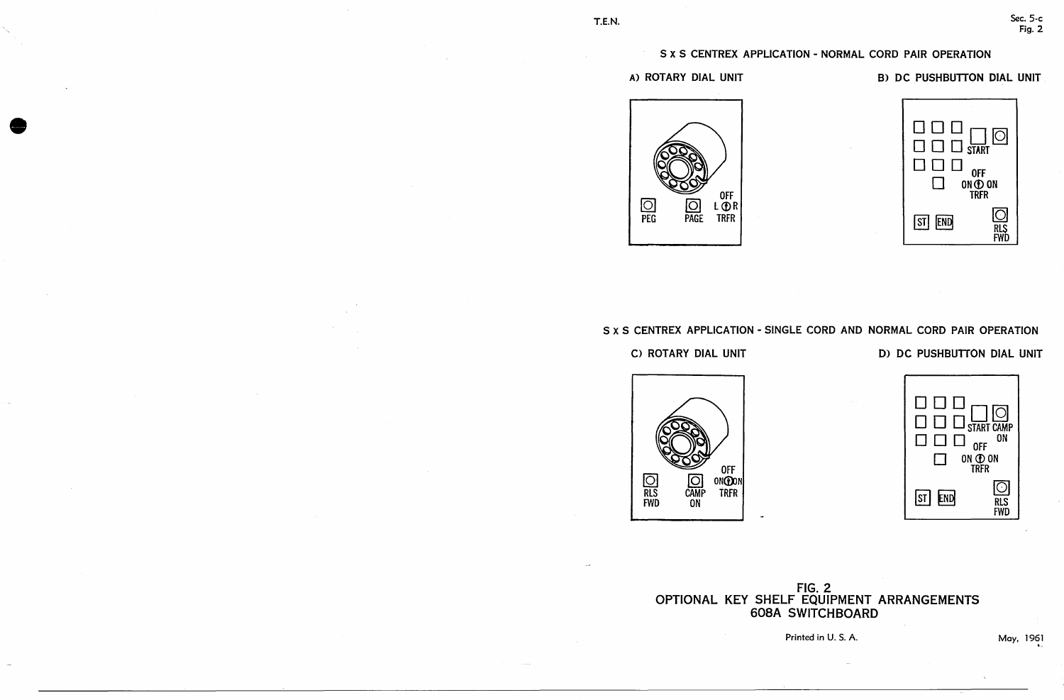## S x S CENTREX APPLICATION - NORMAL CORD PAIR OPERATION

A) ROTARY DIAL UNIT

PEG PAGE OFF L R TRFR

B) DC PUSHBUTTON DIAL UNIT

START OFF ON ON TRFR ST END RLS FWD

## S x S CENTREX APPLICATION - SINGLE CORD AND NORMAL CORD PAIR OPERATION

C) ROTARY DIAL UNIT

RLS FWD CAMP ON OFF ON ON TRFR

D) DC PUSHBUTTON DIAL UNIT

START CAMP ON OFF ON ON TRFR ST END RLS FWD

FIG. 2
OPTIONAL KEY SHELF EQUIPMENT ARRANGEMENTS
608A SWITCHBOARD

Printed in U. S. A.

May, 1961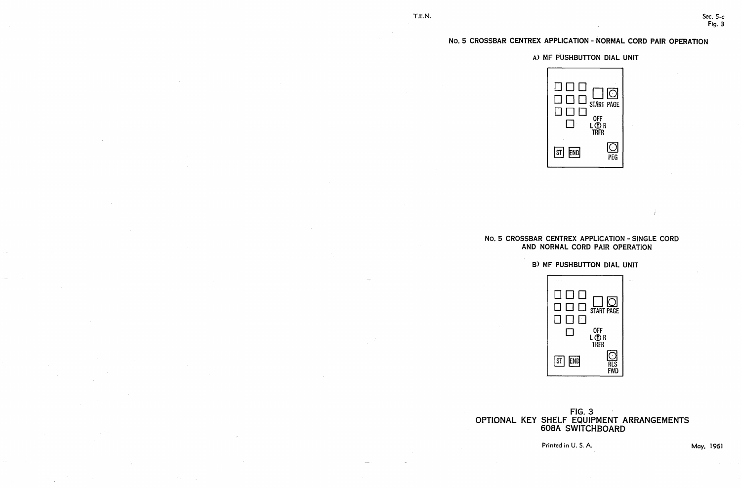## No. 5 CROSSBAR CENTREX APPLICATION - NORMAL CORD PAIR OPERATION

A) MF PUSHBUTTON DIAL UNIT

START PAGE

OFF
L R
TRFR

ST END

PEG

## No. 5 CROSSBAR CENTREX APPLICATION - SINGLE CORD AND NORMAL CORD PAIR OPERATION

B) MF PUSHBUTTON DIAL UNIT

START PAGE

OFF
L R
TRFR

ST END

RLS
FWD

FIG. 3
OPTIONAL KEY SHELF EQUIPMENT ARRANGEMENTS
608A SWITCHBOARD

Printed in U. S. A.

May, 1961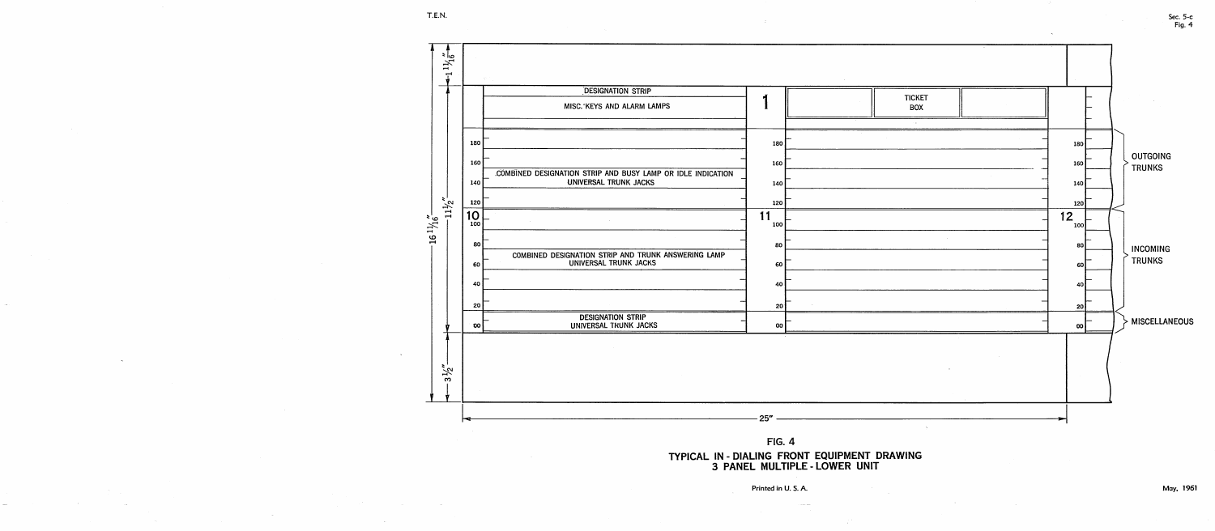DESIGNATION STRIP

MISC. KEYS AND ALARM LAMPS

1

TICKET BOX

COMBINED DESIGNATION STRIP AND BUSY LAMP OR IDLE INDICATION
UNIVERSAL TRUNK JACKS

180
160
140
120

10 11 12

100
80
60
40
20

COMBINED DESIGNATION STRIP AND TRUNK ANSWERING LAMP
UNIVERSAL TRUNK JACKS

DESIGNATION STRIP
UNIVERSAL TRUNK JACKS

00

OUTGOING TRUNKS

INCOMING TRUNKS

MISCELLANEOUS

1 1/16"

11 1/2"

16 11/16"

3 1/2"

25"

FIG. 4
TYPICAL IN-DIALING FRONT EQUIPMENT DRAWING
3 PANEL MULTIPLE - LOWER UNIT

Printed in U. S. A.

May, 1961